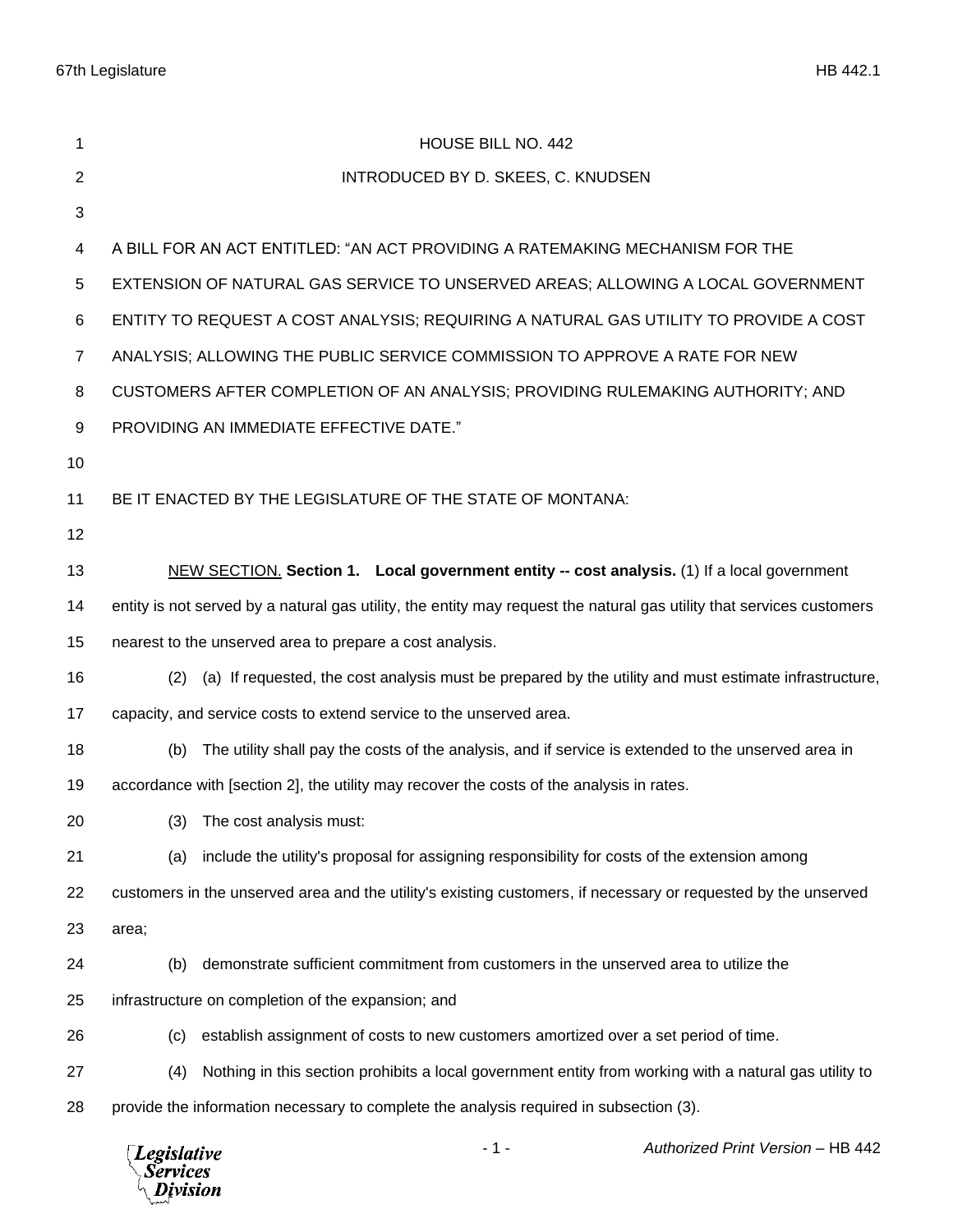# HOUSE BILL NO. 442

INTRODUCED BY D. SKEES, C. KNUDSEN

A BILL FOR AN ACT ENTITLED: "AN ACT PROVIDING A RATEMAKING MECHANISM FOR THE EXTENSION OF NATURAL GAS SERVICE TO UNSERVED AREAS; ALLOWING A LOCAL GOVERNMENT ENTITY TO REQUEST A COST ANALYSIS; REQUIRING A NATURAL GAS UTILITY TO PROVIDE A COST ANALYSIS; ALLOWING THE PUBLIC SERVICE COMMISSION TO APPROVE A RATE FOR NEW CUSTOMERS AFTER COMPLETION OF AN ANALYSIS; PROVIDING RULEMAKING AUTHORITY; AND PROVIDING AN IMMEDIATE EFFECTIVE DATE."

BE IT ENACTED BY THE LEGISLATURE OF THE STATE OF MONTANA:

NEW SECTION. **Section 1. Local government entity -- cost analysis.** (1) If a local government entity is not served by a natural gas utility, the entity may request the natural gas utility that services customers nearest to the unserved area to prepare a cost analysis.

(2) (a) If requested, the cost analysis must be prepared by the utility and must estimate infrastructure, capacity, and service costs to extend service to the unserved area.

(b) The utility shall pay the costs of the analysis, and if service is extended to the unserved area in accordance with [section 2], the utility may recover the costs of the analysis in rates.

(3) The cost analysis must:

(a) include the utility's proposal for assigning responsibility for costs of the extension among customers in the unserved area and the utility's existing customers, if necessary or requested by the unserved area;

(b) demonstrate sufficient commitment from customers in the unserved area to utilize the infrastructure on completion of the expansion; and

(c) establish assignment of costs to new customers amortized over a set period of time.

(4) Nothing in this section prohibits a local government entity from working with a natural gas utility to provide the information necessary to complete the analysis required in subsection (3).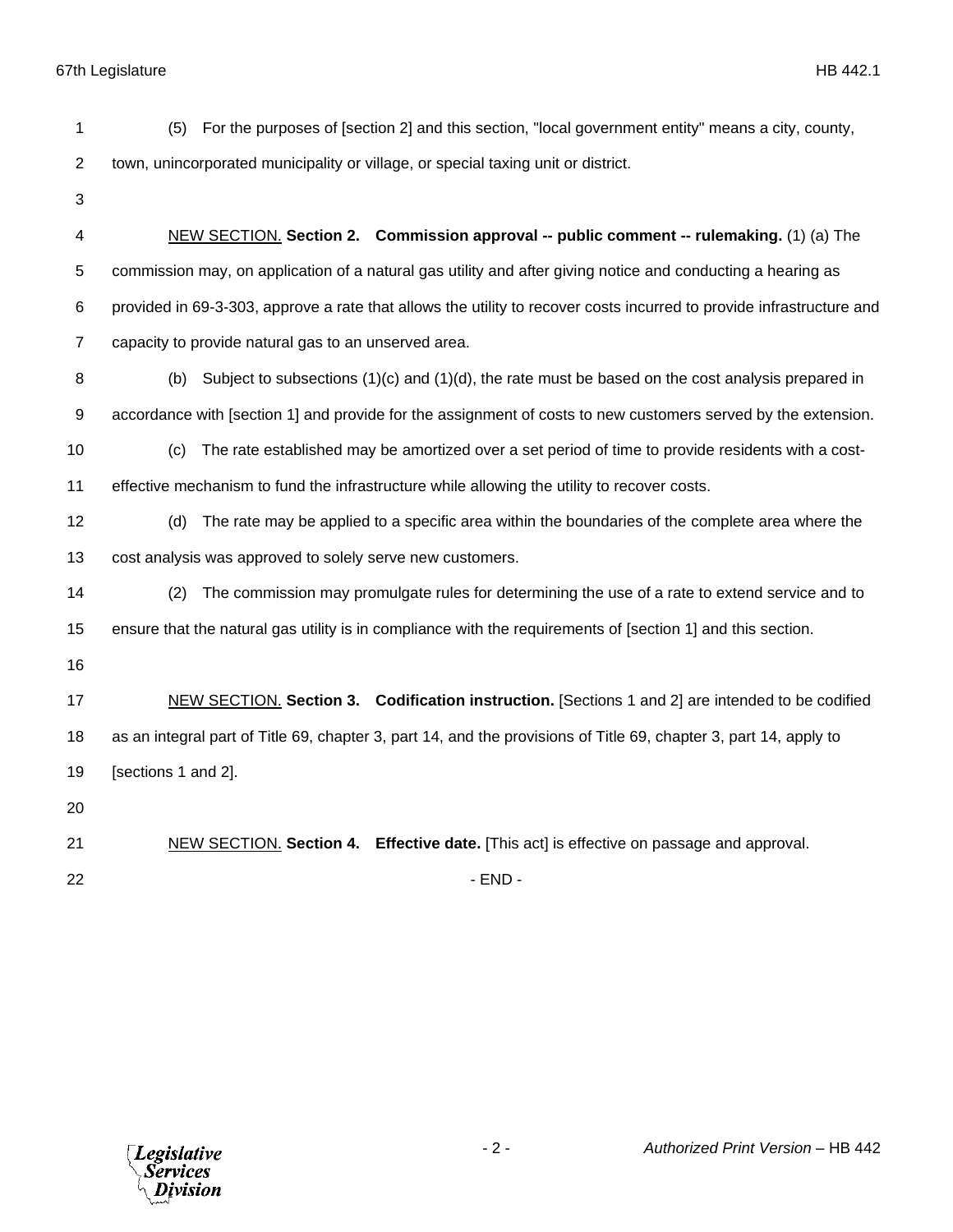(5) For the purposes of [section 2] and this section, "local government entity" means a city, county, town, unincorporated municipality or village, or special taxing unit or district.

<u>NEW SECTION.</u> **Section 2. Commission approval -- public comment -- rulemaking.** (1) (a) The commission may, on application of a natural gas utility and after giving notice and conducting a hearing as provided in 69-3-303, approve a rate that allows the utility to recover costs incurred to provide infrastructure and capacity to provide natural gas to an unserved area.

(b) Subject to subsections (1)(c) and (1)(d), the rate must be based on the cost analysis prepared in accordance with [section 1] and provide for the assignment of costs to new customers served by the extension.

(c) The rate established may be amortized over a set period of time to provide residents with a cost-effective mechanism to fund the infrastructure while allowing the utility to recover costs.

(d) The rate may be applied to a specific area within the boundaries of the complete area where the cost analysis was approved to solely serve new customers.

(2) The commission may promulgate rules for determining the use of a rate to extend service and to ensure that the natural gas utility is in compliance with the requirements of [section 1] and this section.

<u>NEW SECTION.</u> **Section 3. Codification instruction.** [Sections 1 and 2] are intended to be codified as an integral part of Title 69, chapter 3, part 14, and the provisions of Title 69, chapter 3, part 14, apply to [sections 1 and 2].

<u>NEW SECTION.</u> **Section 4. Effective date.** [This act] is effective on passage and approval.

- END -